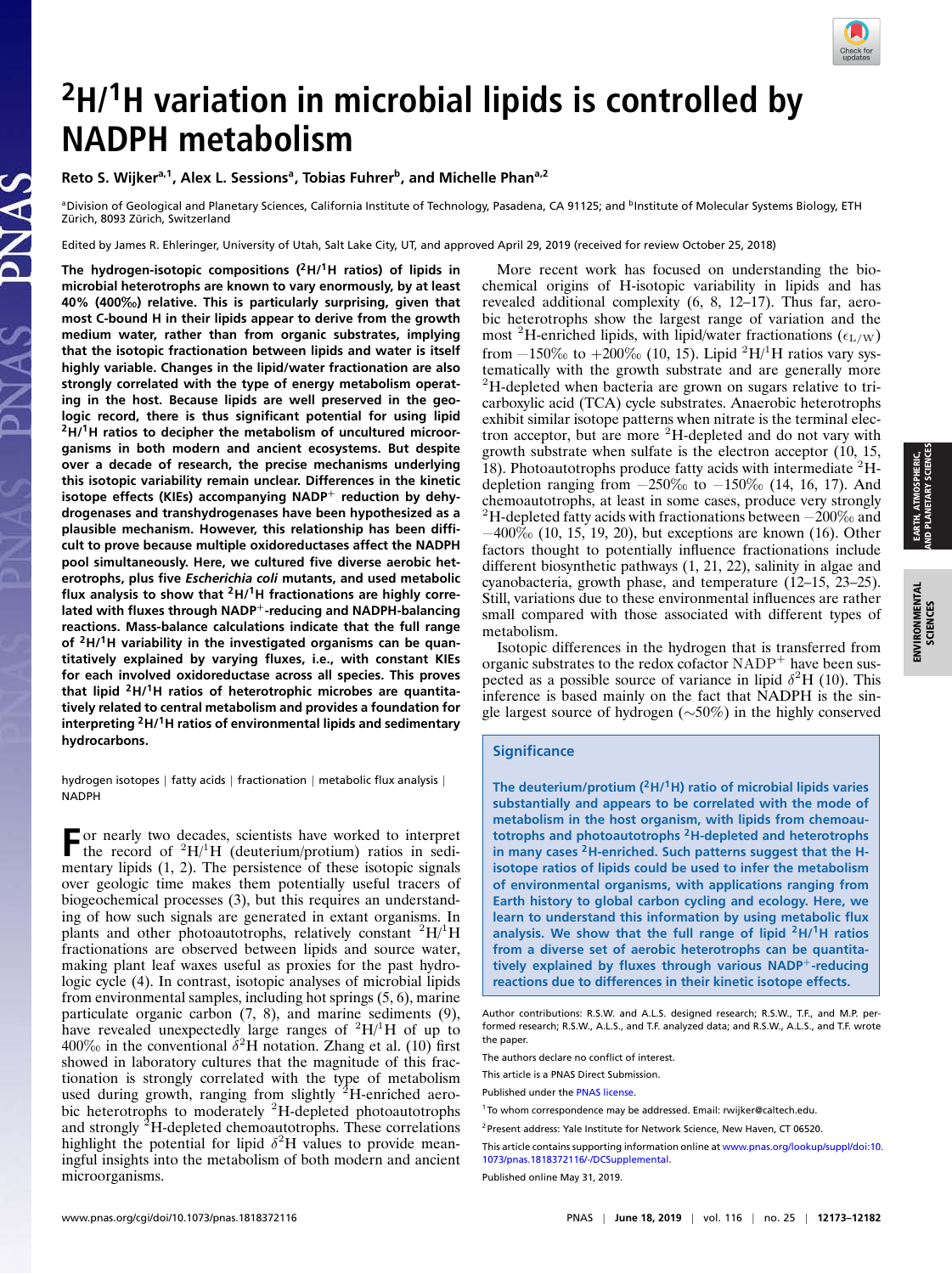# $^2H/^1H$ variation in microbial lipids is controlled by NADPH metabolism

Reto S. Wijker[a,1], Alex L. Sessions[a], Tobias Fuhrer[b], and Michelle Phan[a,2]

[a]Division of Geological and Planetary Sciences, California Institute of Technology, Pasadena, CA 91125; and [b]Institute of Molecular Systems Biology, ETH Zürich, 8093 Zürich, Switzerland

Edited by James R. Ehleringer, University of Utah, Salt Lake City, UT, and approved April 29, 2019 (received for review October 25, 2018)

**The hydrogen-isotopic compositions ($^2H/^1H$ ratios) of lipids in microbial heterotrophs are known to vary enormously, by at least 40% (400‰) relative. This is particularly surprising, given that most C-bound H in their lipids appear to derive from the growth medium water, rather than from organic substrates, implying that the isotopic fractionation between lipids and water is itself highly variable. Changes in the lipid/water fractionation are also strongly correlated with the type of energy metabolism operating in the host. Because lipids are well preserved in the geologic record, there is thus significant potential for using lipid $^2H/^1H$ ratios to decipher the metabolism of uncultured microorganisms in both modern and ancient ecosystems. But despite over a decade of research, the precise mechanisms underlying this isotopic variability remain unclear. Differences in the kinetic isotope effects (KIEs) accompanying $NADP^+$ reduction by dehydrogenases and transhydrogenases have been hypothesized as a plausible mechanism. However, this relationship has been difficult to prove because multiple oxidoreductases affect the NADPH pool simultaneously. Here, we cultured five diverse aerobic heterotrophs, plus five *Escherichia coli* mutants, and used metabolic flux analysis to show that $^2H/^1H$ fractionations are highly correlated with fluxes through $NADP^+$-reducing and NADPH-balancing reactions. Mass-balance calculations indicate that the full range of $^2H/^1H$ variability in the investigated organisms can be quantitatively explained by varying fluxes, i.e., with constant KIEs for each involved oxidoreductase across all species. This proves that lipid $^2H/^1H$ ratios of heterotrophic microbes are quantitatively related to central metabolism and provides a foundation for interpreting $^2H/^1H$ ratios of environmental lipids and sedimentary hydrocarbons.**

hydrogen isotopes | fatty acids | fractionation | metabolic flux analysis | NADPH

For nearly two decades, scientists have worked to interpret the record of $^2H/^1H$ (deuterium/protium) ratios in sedimentary lipids (1, 2). The persistence of these isotopic signals over geologic time makes them potentially useful tracers of biogeochemical processes (3), but this requires an understanding of how such signals are generated in extant organisms. In plants and other photoautotrophs, relatively constant $^2H/^1H$ fractionations are observed between lipids and source water, making plant leaf waxes useful as proxies for the past hydrologic cycle (4). In contrast, isotopic analyses of microbial lipids from environmental samples, including hot springs (5, 6), marine particulate organic carbon (7, 8), and marine sediments (9), have revealed unexpectedly large ranges of $^2H/^1H$ of up to 400‰ in the conventional $\delta^2H$ notation. Zhang et al. (10) first showed in laboratory cultures that the magnitude of this fractionation is strongly correlated with the type of metabolism used during growth, ranging from slightly $^2H$-enriched aerobic heterotrophs to moderately $^2H$-depleted photoautotrophs and strongly $^2H$-depleted chemoautotrophs. These correlations highlight the potential for lipid $\delta^2H$ values to provide meaningful insights into the metabolism of both modern and ancient microorganisms.

More recent work has focused on understanding the biochemical origins of H-isotopic variability in lipids and has revealed additional complexity (6, 8, 12–17). Thus far, aerobic heterotrophs show the largest range of variation and the most $^2H$-enriched lipids, with lipid/water fractionations ($\epsilon_{L/W}$) from −150‰ to +200‰ (10, 15). Lipid $^2H/^1H$ ratios vary systematically with the growth substrate and are generally more $^2H$-depleted when bacteria are grown on sugars relative to tricarboxylic acid (TCA) cycle substrates. Anaerobic heterotrophs exhibit similar isotope patterns when nitrate is the terminal electron acceptor, but are more $^2H$-depleted and do not vary with growth substrate when sulfate is the electron acceptor (10, 15, 18). Photoautotrophs produce fatty acids with intermediate $^2H$-depletion ranging from −250‰ to −150‰ (14, 16, 17). And chemoautotrophs, at least in some cases, produce very strongly $^2H$-depleted fatty acids with fractionations between −200‰ and −400‰ (10, 15, 19, 20), but exceptions are known (16). Other factors thought to potentially influence fractionations include different biosynthetic pathways (1, 21, 22), salinity in algae and cyanobacteria, growth phase, and temperature (12–15, 23–25). Still, variations due to these environmental influences are rather small compared with those associated with different types of metabolism.

Isotopic differences in the hydrogen that is transferred from organic substrates to the redox cofactor $NADP^+$ have been suspected as a possible source of variance in lipid $\delta^2H$ (10). This inference is based mainly on the fact that NADPH is the single largest source of hydrogen (∼50%) in the highly conserved

## Significance

**The deuterium/protium ($^2H/^1H$) ratio of microbial lipids varies substantially and appears to be correlated with the mode of metabolism in the host organism, with lipids from chemoautotrophs and photoautotrophs $^2H$-depleted and heterotrophs in many cases $^2H$-enriched. Such patterns suggest that the H-isotope ratios of lipids could be used to infer the metabolism of environmental organisms, with applications ranging from Earth history to global carbon cycling and ecology. Here, we learn to understand this information by using metabolic flux analysis. We show that the full range of lipid $^2H/^1H$ ratios from a diverse set of aerobic heterotrophs can be quantitatively explained by fluxes through various $NADP^+$-reducing reactions due to differences in their kinetic isotope effects.**

Author contributions: R.S.W. and A.L.S. designed research; R.S.W., T.F., and M.P. performed research; R.S.W., A.L.S., and T.F. analyzed data; and R.S.W., A.L.S., and T.F. wrote the paper.

The authors declare no conflict of interest.

This article is a PNAS Direct Submission.

Published under the PNAS license.

[1]To whom correspondence may be addressed. Email: rwijker@caltech.edu.

[2]Present address: Yale Institute for Network Science, New Haven, CT 06520.

This article contains supporting information online at www.pnas.org/lookup/suppl/doi:10.1073/pnas.1818372116/-/DCSupplemental.

Published online May 31, 2019.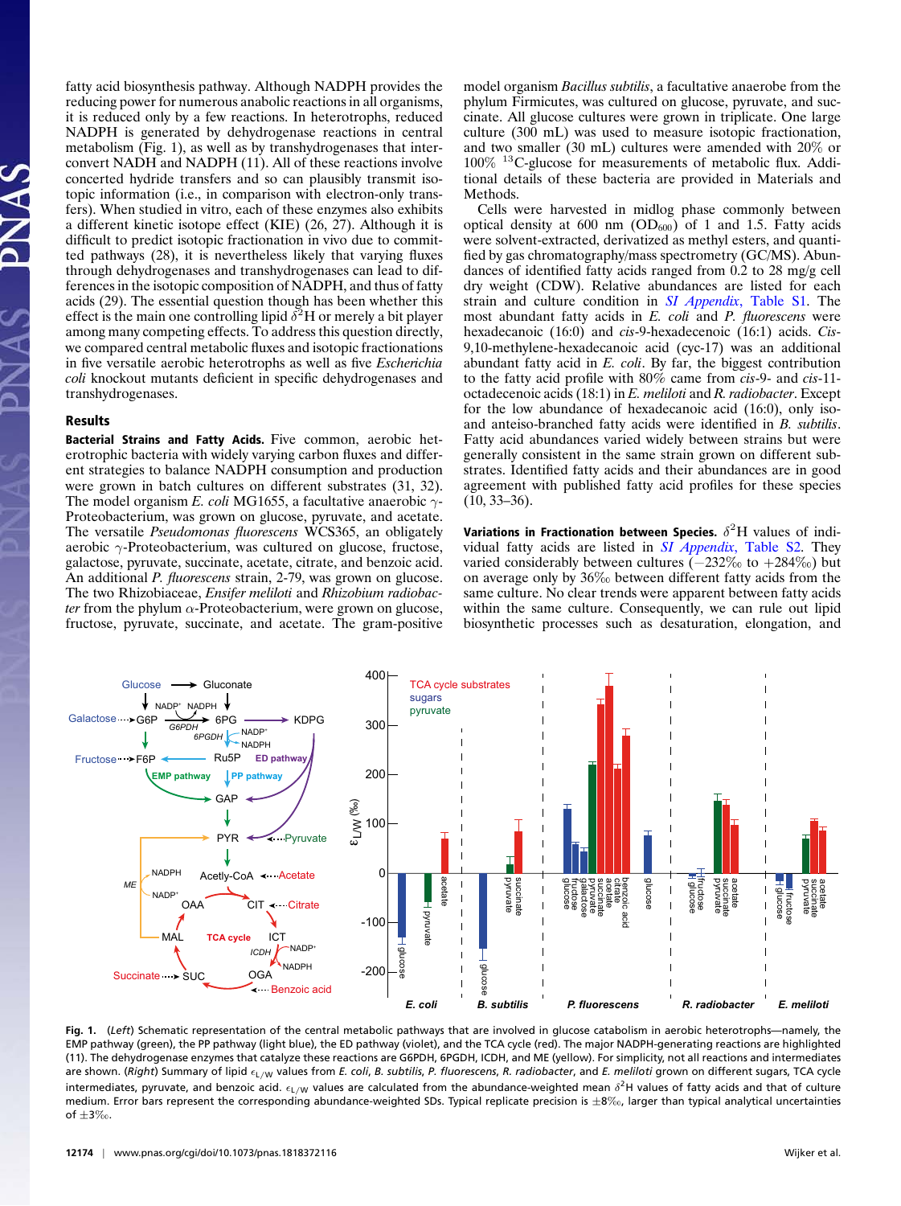fatty acid biosynthesis pathway. Although NADPH provides the reducing power for numerous anabolic reactions in all organisms, it is reduced only by a few reactions. In heterotrophs, reduced NADPH is generated by dehydrogenase reactions in central metabolism (Fig. 1), as well as by transhydrogenases that interconvert NADH and NADPH (11). All of these reactions involve concerted hydride transfers and so can plausibly transmit isotopic information (i.e., in comparison with electron-only transfers). When studied in vitro, each of these enzymes also exhibits a different kinetic isotope effect (KIE) (26, 27). Although it is difficult to predict isotopic fractionation in vivo due to committed pathways (28), it is nevertheless likely that varying fluxes through dehydrogenases and transhydrogenases can lead to differences in the isotopic composition of NADPH, and thus of fatty acids (29). The essential question though has been whether this effect is the main one controlling lipid $\delta^2$H or merely a bit player among many competing effects. To address this question directly, we compared central metabolic fluxes and isotopic fractionations in five versatile aerobic heterotrophs as well as in five *Escherichia coli* knockout mutants deficient in specific dehydrogenases and transhydrogenases.

## Results

**Bacterial Strains and Fatty Acids.** Five common, aerobic heterotrophic bacteria with widely varying carbon fluxes and different strategies to balance NADPH consumption and production were grown in batch cultures on different substrates (31, 32). The model organism *E. coli* MG1655, a facultative anaerobic γ-Proteobacterium, was grown on glucose, pyruvate, and acetate. The versatile *Pseudomonas fluorescens* WCS365, an obligately aerobic γ-Proteobacterium, was cultured on glucose, fructose, galactose, pyruvate, succinate, acetate, citrate, and benzoic acid. An additional *P. fluorescens* strain, 2-79, was grown on glucose. The two Rhizobiaceae, *Ensifer meliloti* and *Rhizobium radiobacter* from the phylum α-Proteobacterium, were grown on glucose, fructose, pyruvate, succinate, and acetate. The gram-positive model organism *Bacillus subtilis*, a facultative anaerobe from the phylum Firmicutes, was cultured on glucose, pyruvate, and succinate. All glucose cultures were grown in triplicate. One large culture (300 mL) was used to measure isotopic fractionation, and two smaller (30 mL) cultures were amended with 20% or 100% $^{13}$C-glucose for measurements of metabolic flux. Additional details of these bacteria are provided in Materials and Methods.

Cells were harvested in midlog phase commonly between optical density at 600 nm ($OD_{600}$) of 1 and 1.5. Fatty acids were solvent-extracted, derivatized as methyl esters, and quantified by gas chromatography/mass spectrometry (GC/MS). Abundances of identified fatty acids ranged from 0.2 to 28 mg/g cell dry weight (CDW). Relative abundances are listed for each strain and culture condition in *SI Appendix*, Table S1. The most abundant fatty acids in *E. coli* and *P. fluorescens* were hexadecanoic (16:0) and *cis*-9-hexadecenoic (16:1) acids. *Cis*-9,10-methylene-hexadecanoic acid (cyc-17) was an additional abundant fatty acid in *E. coli*. By far, the biggest contribution to the fatty acid profile with 80% came from *cis*-9- and *cis*-11-octadecenoic acids (18:1) in *E. meliloti* and *R. radiobacter*. Except for the low abundance of hexadecanoic acid (16:0), only iso- and anteiso-branched fatty acids were identified in *B. subtilis*. Fatty acid abundances varied widely between strains but were generally consistent in the same strain grown on different substrates. Identified fatty acids and their abundances are in good agreement with published fatty acid profiles for these species (10, 33–36).

**Variations in Fractionation between Species.** $\delta^2$H values of individual fatty acids are listed in *SI Appendix*, Table S2. They varied considerably between cultures (−232‰ to +284‰) but on average only by 36‰ between different fatty acids from the same culture. No clear trends were apparent between fatty acids within the same culture. Consequently, we can rule out lipid biosynthetic processes such as desaturation, elongation, and

**Fig. 1.** (*Left*) Schematic representation of the central metabolic pathways that are involved in glucose catabolism in aerobic heterotrophs—namely, the EMP pathway (green), the PP pathway (light blue), the ED pathway (violet), and the TCA cycle (red). The major NADPH-generating reactions are highlighted (11). The dehydrogenase enzymes that catalyze these reactions are G6PDH, 6PGDH, ICDH, and ME (yellow). For simplicity, not all reactions and intermediates are shown. (*Right*) Summary of lipid $\epsilon_{L/W}$ values from *E. coli*, *B. subtilis*, *P. fluorescens*, *R. radiobacter*, and *E. meliloti* grown on different sugars, TCA cycle intermediates, pyruvate, and benzoic acid. $\epsilon_{L/W}$ values are calculated from the abundance-weighted mean $\delta^2$H values of fatty acids and that of culture medium. Error bars represent the corresponding abundance-weighted SDs. Typical replicate precision is ±8‰, larger than typical analytical uncertainties of ±3‰.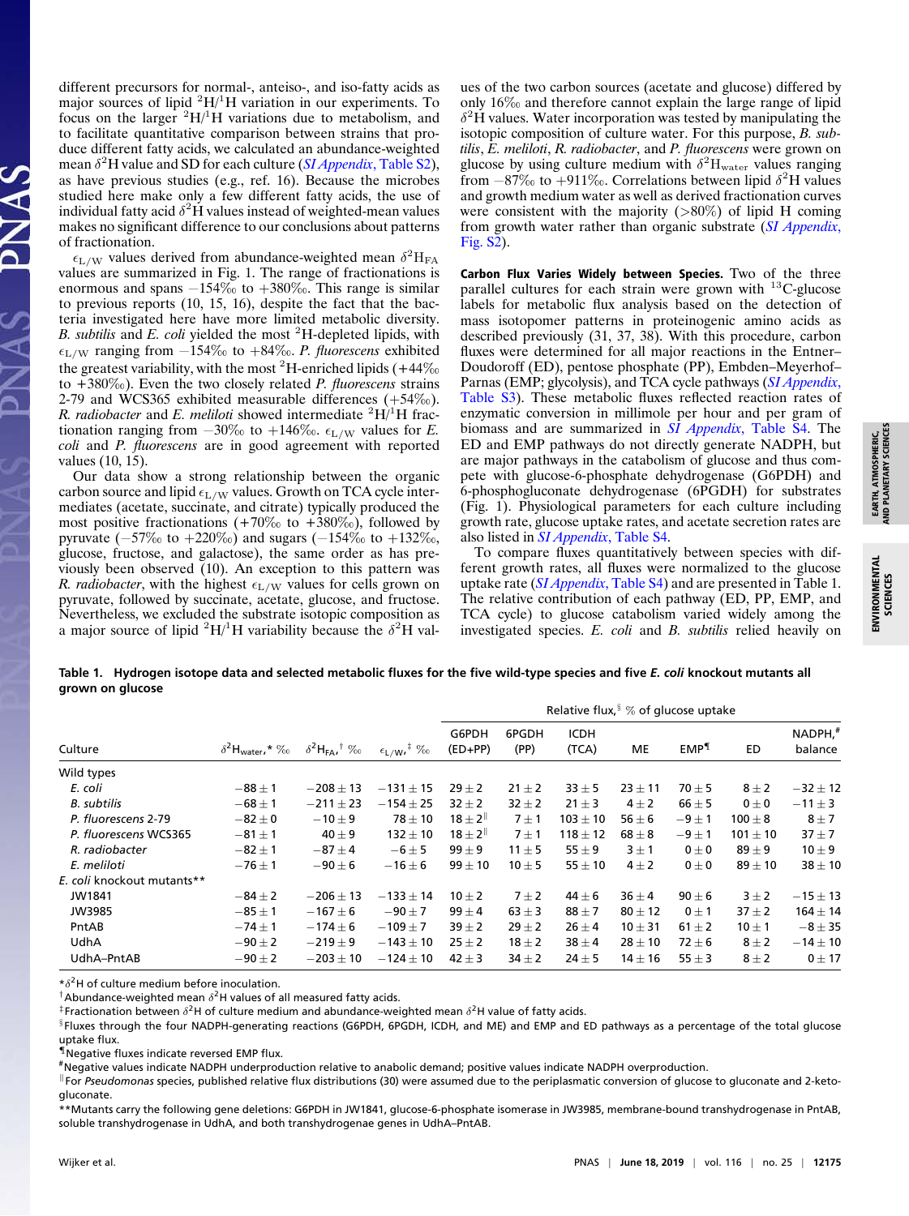different precursors for normal-, anteiso-, and iso-fatty acids as major sources of lipid $^2H/^1H$ variation in our experiments. To focus on the larger $^2H/^1H$ variations due to metabolism, and to facilitate quantitative comparison between strains that produce different fatty acids, we calculated an abundance-weighted mean $\delta^2H$ value and SD for each culture (*SI Appendix*, Table S2), as have previous studies (e.g., ref. 16). Because the microbes studied here make only a few different fatty acids, the use of individual fatty acid $\delta^2H$ values instead of weighted-mean values makes no significant difference to our conclusions about patterns of fractionation.

$\epsilon_{L/W}$ values derived from abundance-weighted mean $\delta^2H_{FA}$ values are summarized in Fig. 1. The range of fractionations is enormous and spans −154‰ to +380‰. This range is similar to previous reports (10, 15, 16), despite the fact that the bacteria investigated here have more limited metabolic diversity. *B. subtilis* and *E. coli* yielded the most $^2H$-depleted lipids, with $\epsilon_{L/W}$ ranging from −154‰ to +84‰. *P. fluorescens* exhibited the greatest variability, with the most $^2H$-enriched lipids (+44‰ to +380‰). Even the two closely related *P. fluorescens* strains 2-79 and WCS365 exhibited measurable differences (+54‰). *R. radiobacter* and *E. meliloti* showed intermediate $^2H/^1H$ fractionation ranging from −30‰ to +146‰. $\epsilon_{L/W}$ values for *E. coli* and *P. fluorescens* are in good agreement with reported values (10, 15).

Our data show a strong relationship between the organic carbon source and lipid $\epsilon_{L/W}$ values. Growth on TCA cycle intermediates (acetate, succinate, and citrate) typically produced the most positive fractionations (+70‰ to +380‰), followed by pyruvate (−57‰ to +220‰) and sugars (−154‰ to +132‰, glucose, fructose, and galactose), the same order as has previously been observed (10). An exception to this pattern was *R. radiobacter*, with the highest $\epsilon_{L/W}$ values for cells grown on pyruvate, followed by succinate, acetate, glucose, and fructose. Nevertheless, we excluded the substrate isotopic composition as a major source of lipid $^2H/^1H$ variability because the $\delta^2H$ values of the two carbon sources (acetate and glucose) differed by only 16‰ and therefore cannot explain the large range of lipid $\delta^2H$ values. Water incorporation was tested by manipulating the isotopic composition of culture water. For this purpose, *B. subtilis*, *E. meliloti*, *R. radiobacter*, and *P. fluorescens* were grown on glucose by using culture medium with $\delta^2H_{water}$ values ranging from −87‰ to +911‰. Correlations between lipid $\delta^2H$ values and growth medium water as well as derived fractionation curves were consistent with the majority (>80%) of lipid H coming from growth water rather than organic substrate (*SI Appendix*, Fig. S2).

**Carbon Flux Varies Widely between Species.** Two of the three parallel cultures for each strain were grown with $^{13}C$-glucose labels for metabolic flux analysis based on the detection of mass isotopomer patterns in proteinogenic amino acids as described previously (31, 37, 38). With this procedure, carbon fluxes were determined for all major reactions in the Entner–Doudoroff (ED), pentose phosphate (PP), Embden–Meyerhof–Parnas (EMP; glycolysis), and TCA cycle pathways (*SI Appendix*, Table S3). These metabolic fluxes reflected reaction rates of enzymatic conversion in millimole per hour and per gram of biomass and are summarized in *SI Appendix*, Table S4. The ED and EMP pathways do not directly generate NADPH, but are major pathways in the catabolism of glucose and thus compete with glucose-6-phosphate dehydrogenase (G6PDH) and 6-phosphogluconate dehydrogenase (6PGDH) for substrates (Fig. 1). Physiological parameters for each culture including growth rate, glucose uptake rates, and acetate secretion rates are also listed in *SI Appendix*, Table S4.

To compare fluxes quantitatively between species with different growth rates, all fluxes were normalized to the glucose uptake rate (*SI Appendix*, Table S4) and are presented in Table 1. The relative contribution of each pathway (ED, PP, EMP, and TCA cycle) to glucose catabolism varied widely among the investigated species. *E. coli* and *B. subtilis* relied heavily on

**Table 1. Hydrogen isotope data and selected metabolic fluxes for the five wild-type species and five *E. coli* knockout mutants all grown on glucose**

| | | | | Relative flux,§ % of glucose uptake | | | | | | |
|---|---|---|---|---|---|---|---|---|---|---|
| Culture | $\delta^2H_{water}$,* ‰ | $\delta^2H_{FA}$,† ‰ | $\epsilon_{L/W}$,‡ ‰ | G6PDH (ED+PP) | 6PGDH (PP) | ICDH (TCA) | ME | EMP¶ | ED | NADPH,# balance |
| Wild types | | | | | | | | | | |
| *E. coli* | −88 ± 1 | −208 ± 13 | −131 ± 15 | 29 ± 2 | 21 ± 2 | 33 ± 5 | 23 ± 11 | 70 ± 5 | 8 ± 2 | −32 ± 12 |
| *B. subtilis* | −68 ± 1 | −211 ± 23 | −154 ± 25 | 32 ± 2 | 32 ± 2 | 21 ± 3 | 4 ± 2 | 66 ± 5 | 0 ± 0 | −11 ± 3 |
| *P. fluorescens* 2-79 | −82 ± 0 | −10 ± 9 | 78 ± 10 | 18 ± 2‖ | 7 ± 1 | 103 ± 10 | 56 ± 6 | −9 ± 1 | 100 ± 8 | 8 ± 7 |
| *P. fluorescens* WCS365 | −81 ± 1 | 40 ± 9 | 132 ± 10 | 18 ± 2‖ | 7 ± 1 | 118 ± 12 | 68 ± 8 | −9 ± 1 | 101 ± 10 | 37 ± 7 |
| *R. radiobacter* | −82 ± 1 | −87 ± 4 | −6 ± 5 | 99 ± 9 | 11 ± 5 | 55 ± 9 | 3 ± 1 | 0 ± 0 | 89 ± 9 | 10 ± 9 |
| *E. meliloti* | −76 ± 1 | −90 ± 6 | −16 ± 6 | 99 ± 10 | 10 ± 5 | 55 ± 10 | 4 ± 2 | 0 ± 0 | 89 ± 10 | 38 ± 10 |
| *E. coli* knockout mutants** | | | | | | | | | | |
| JW1841 | −84 ± 2 | −206 ± 13 | −133 ± 14 | 10 ± 2 | 7 ± 2 | 44 ± 6 | 36 ± 4 | 90 ± 6 | 3 ± 2 | −15 ± 13 |
| JW3985 | −85 ± 1 | −167 ± 6 | −90 ± 7 | 99 ± 4 | 63 ± 3 | 88 ± 7 | 80 ± 12 | 0 ± 1 | 37 ± 2 | 164 ± 14 |
| PntAB | −74 ± 1 | −174 ± 6 | −109 ± 7 | 39 ± 2 | 29 ± 2 | 26 ± 4 | 10 ± 31 | 61 ± 2 | 10 ± 1 | −8 ± 35 |
| UdhA | −90 ± 2 | −219 ± 9 | −143 ± 10 | 25 ± 2 | 18 ± 2 | 38 ± 4 | 28 ± 10 | 72 ± 6 | 8 ± 2 | −14 ± 10 |
| UdhA–PntAB | −90 ± 2 | −203 ± 10 | −124 ± 10 | 42 ± 3 | 34 ± 2 | 24 ± 5 | 14 ± 16 | 55 ± 3 | 8 ± 2 | 0 ± 17 |

*$\delta^2H$ of culture medium before inoculation.

†Abundance-weighted mean $\delta^2H$ values of all measured fatty acids.

‡Fractionation between $\delta^2H$ of culture medium and abundance-weighted mean $\delta^2H$ value of fatty acids.

§Fluxes through the four NADPH-generating reactions (G6PDH, 6PGDH, ICDH, and ME) and EMP and ED pathways as a percentage of the total glucose uptake flux.

¶Negative fluxes indicate reversed EMP flux.

#Negative values indicate NADPH underproduction relative to anabolic demand; positive values indicate NADPH overproduction.

‖For *Pseudomonas* species, published relative flux distributions (30) were assumed due to the periplasmatic conversion of glucose to gluconate and 2-keto-gluconate.

**Mutants carry the following gene deletions: G6PDH in JW1841, glucose-6-phosphate isomerase in JW3985, membrane-bound transhydrogenase in PntAB, soluble transhydrogenase in UdhA, and both transhydrogenae genes in UdhA–PntAB.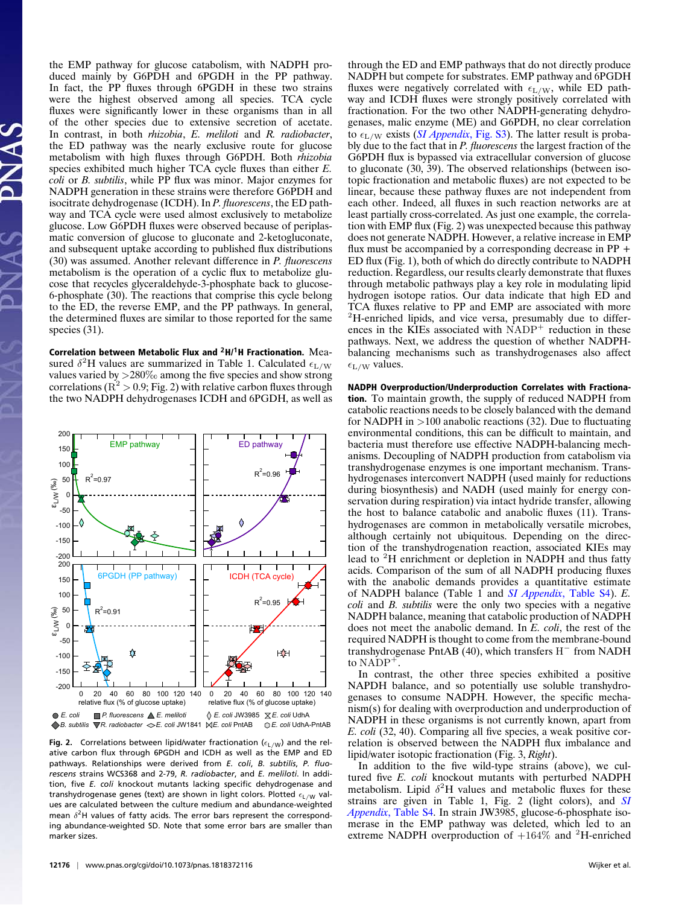the EMP pathway for glucose catabolism, with NADPH produced mainly by G6PDH and 6PGDH in the PP pathway. In fact, the PP fluxes through 6PGDH in these two strains were the highest observed among all species. TCA cycle fluxes were significantly lower in these organisms than in all of the other species due to extensive secretion of acetate. In contrast, in both *rhizobia*, *E. meliloti* and *R. radiobacter*, the ED pathway was the nearly exclusive route for glucose metabolism with high fluxes through G6PDH. Both *rhizobia* species exhibited much higher TCA cycle fluxes than either *E. coli* or *B. subtilis*, while PP flux was minor. Major enzymes for NADPH generation in these strains were therefore G6PDH and isocitrate dehydrogenase (ICDH). In *P. fluorescens*, the ED pathway and TCA cycle were used almost exclusively to metabolize glucose. Low G6PDH fluxes were observed because of periplasmatic conversion of glucose to gluconate and 2-ketogluconate, and subsequent uptake according to published flux distributions (30) was assumed. Another relevant difference in *P. fluorescens* metabolism is the operation of a cyclic flux to metabolize glucose that recycles glyceraldehyde-3-phosphate back to glucose-6-phosphate (30). The reactions that comprise this cycle belong to the ED, the reverse EMP, and the PP pathways. In general, the determined fluxes are similar to those reported for the same species (31).

**Correlation between Metabolic Flux and $^2$H/$^1$H Fractionation.** Measured $\delta^2$H values are summarized in Table 1. Calculated $\epsilon_{L/W}$ values varied by >280‰ among the five species and show strong correlations ($R^2 > 0.9$; Fig. 2) with relative carbon fluxes through the two NADPH dehydrogenases ICDH and 6PGDH, as well as through the ED and EMP pathways that do not directly produce NADPH but compete for substrates. EMP pathway and 6PGDH fluxes were negatively correlated with $\epsilon_{L/W}$, while ED pathway and ICDH fluxes were strongly positively correlated with fractionation. For the two other NADPH-generating dehydrogenases, malic enzyme (ME) and G6PDH, no clear correlation to $\epsilon_{L/W}$ exists (*SI Appendix*, Fig. S3). The latter result is probably due to the fact that in *P. fluorescens* the largest fraction of the G6PDH flux is bypassed via extracellular conversion of glucose to gluconate (30, 39). The observed relationships (between isotopic fractionation and metabolic fluxes) are not expected to be linear, because these pathway fluxes are not independent from each other. Indeed, all fluxes in such reaction networks are at least partially cross-correlated. As just one example, the correlation with EMP flux (Fig. 2) was unexpected because this pathway does not generate NADPH. However, a relative increase in EMP flux must be accompanied by a corresponding decrease in PP + ED flux (Fig. 1), both of which do directly contribute to NADPH reduction. Regardless, our results clearly demonstrate that fluxes through metabolic pathways play a key role in modulating lipid hydrogen isotope ratios. Our data indicate that high ED and TCA fluxes relative to PP and EMP are associated with more $^2$H-enriched lipids, and vice versa, presumably due to differences in the KIEs associated with $NADP^+$ reduction in these pathways. Next, we address the question of whether NADPH-balancing mechanisms such as transhydrogenases also affect $\epsilon_{L/W}$ values.

Fig. 2. Correlations between lipid/water fractionation ($\epsilon_{L/W}$) and the relative carbon flux through 6PGDH and ICDH as well as the EMP and ED pathways. Relationships were derived from *E. coli*, *B. subtilis*, *P. fluorescens* strains WCS368 and 2-79, *R. radiobacter*, and *E. meliloti*. In addition, five *E. coli* knockout mutants lacking specific dehydrogenase and transhydrogenase genes (text) are shown in light colors. Plotted $\epsilon_{L/W}$ values are calculated between the culture medium and abundance-weighted mean $\delta^2$H values of fatty acids. The error bars represent the corresponding abundance-weighted SD. Note that some error bars are smaller than marker sizes.

**NADPH Overproduction/Underproduction Correlates with Fractionation.** To maintain growth, the supply of reduced NADPH from catabolic reactions needs to be closely balanced with the demand for NADPH in >100 anabolic reactions (32). Due to fluctuating environmental conditions, this can be difficult to maintain, and bacteria must therefore use effective NADPH-balancing mechanisms. Decoupling of NADPH production from catabolism via transhydrogenase enzymes is one important mechanism. Transhydrogenases interconvert NADPH (used mainly for reductions during biosynthesis) and NADH (used mainly for energy conservation during respiration) via intact hydride transfer, allowing the host to balance catabolic and anabolic fluxes (11). Transhydrogenases are common in metabolically versatile microbes, although certainly not ubiquitous. Depending on the direction of the transhydrogenation reaction, associated KIEs may lead to $^2$H enrichment or depletion in NADPH and thus fatty acids. Comparison of the sum of all NADPH producing fluxes with the anabolic demands provides a quantitative estimate of NADPH balance (Table 1 and *SI Appendix*, Table S4). *E. coli* and *B. subtilis* were the only two species with a negative NADPH balance, meaning that catabolic production of NADPH does not meet the anabolic demand. In *E. coli*, the rest of the required NADPH is thought to come from the membrane-bound transhydrogenase PntAB (40), which transfers $H^-$ from NADH to $NADP^+$.

In contrast, the other three species exhibited a positive NAPDH balance, and so potentially use soluble transhydrogenases to consume NADPH. However, the specific mechanism(s) for dealing with overproduction and underproduction of NADPH in these organisms is not currently known, apart from *E. coli* (32, 40). Comparing all five species, a weak positive correlation is observed between the NADPH flux imbalance and lipid/water isotopic fractionation (Fig. 3, *Right*).

In addition to the five wild-type strains (above), we cultured five *E. coli* knockout mutants with perturbed NADPH metabolism. Lipid $\delta^2$H values and metabolic fluxes for these strains are given in Table 1, Fig. 2 (light colors), and *SI Appendix*, Table S4. In strain JW3985, glucose-6-phosphate isomerase in the EMP pathway was deleted, which led to an extreme NADPH overproduction of +164% and $^2$H-enriched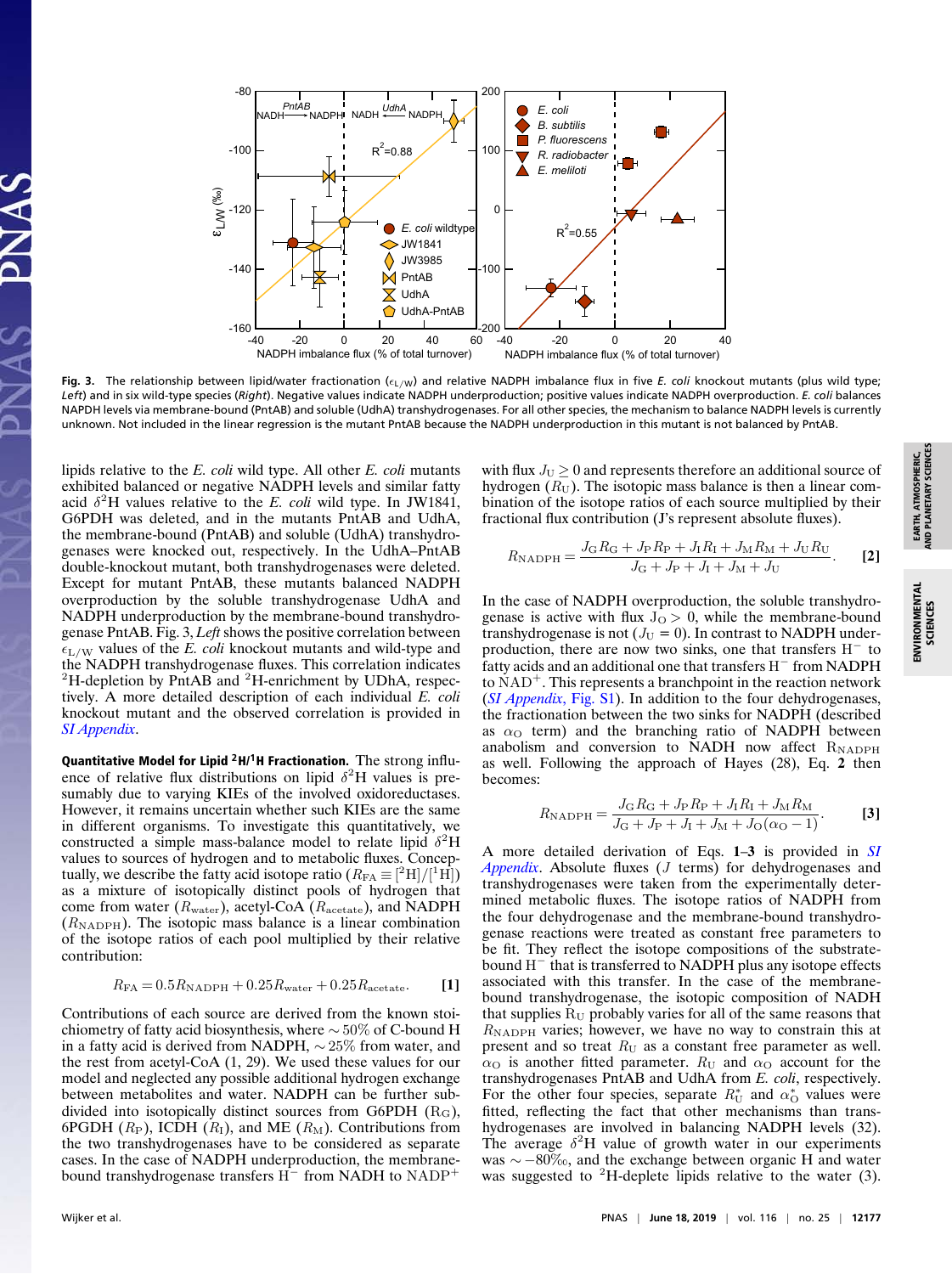Fig. 3. The relationship between lipid/water fractionation ($\epsilon_{L/W}$) and relative NADPH imbalance flux in five *E. coli* knockout mutants (plus wild type; *Left*) and in six wild-type species (*Right*). Negative values indicate NADPH underproduction; positive values indicate NADPH overproduction. *E. coli* balances NADPH levels via membrane-bound (PntAB) and soluble (UdhA) transhydrogenases. For all other species, the mechanism to balance NADPH levels is currently unknown. Not included in the linear regression is the mutant PntAB because the NADPH underproduction in this mutant is not balanced by PntAB.

lipids relative to the *E. coli* wild type. All other *E. coli* mutants exhibited balanced or negative NADPH levels and similar fatty acid $\delta^2$H values relative to the *E. coli* wild type. In JW1841, G6PDH was deleted, and in the mutants PntAB and UdhA, the membrane-bound (PntAB) and soluble (UdhA) transhydrogenases were knocked out, respectively. In the UdhA–PntAB double-knockout mutant, both transhydrogenases were deleted. Except for mutant PntAB, these mutants balanced NADPH overproduction by the soluble transhydrogenase UdhA and NADPH underproduction by the membrane-bound transhydrogenase PntAB. Fig. 3, *Left* shows the positive correlation between $\epsilon_{L/W}$ values of the *E. coli* knockout mutants and wild-type and the NADPH transhydrogenase fluxes. This correlation indicates $^2$H-depletion by PntAB and $^2$H-enrichment by UDhA, respectively. A more detailed description of each individual *E. coli* knockout mutant and the observed correlation is provided in *SI Appendix*.

**Quantitative Model for Lipid $^2$H/$^1$H Fractionation.** The strong influence of relative flux distributions on lipid $\delta^2$H values is presumably due to varying KIEs of the involved oxidoreductases. However, it remains uncertain whether such KIEs are the same in different organisms. To investigate this quantitatively, we constructed a simple mass-balance model to relate lipid $\delta^2$H values to sources of hydrogen and to metabolic fluxes. Conceptually, we describe the fatty acid isotope ratio ($R_{FA} \equiv [^2\text{H}]/[^1\text{H}]$) as a mixture of isotopically distinct pools of hydrogen that come from water ($R_{\text{water}}$), acetyl-CoA ($R_{\text{acetate}}$), and NADPH ($R_{\text{NADPH}}$). The isotopic mass balance is a linear combination of the isotope ratios of each pool multiplied by their relative contribution:

$$R_{FA} = 0.5R_{\text{NADPH}} + 0.25R_{\text{water}} + 0.25R_{\text{acetate}}. \quad [1]$$

Contributions of each source are derived from the known stoichiometry of fatty acid biosynthesis, where ~50% of C-bound H in a fatty acid is derived from NADPH, ~25% from water, and the rest from acetyl-CoA (1, 29). We used these values for our model and neglected any possible additional hydrogen exchange between metabolites and water. NADPH can be further subdivided into isotopically distinct sources from G6PDH ($R_G$), 6PGDH ($R_P$), ICDH ($R_I$), and ME ($R_M$). Contributions from the two transhydrogenases have to be considered as separate cases. In the case of NADPH underproduction, the membrane-bound transhydrogenase transfers H$^-$ from NADH to NADP$^+$ with flux $J_U \geq 0$ and represents therefore an additional source of hydrogen ($R_U$). The isotopic mass balance is then a linear combination of the isotope ratios of each source multiplied by their fractional flux contribution (J's represent absolute fluxes):

$$R_{\text{NADPH}} = \frac{J_G R_G + J_P R_P + J_I R_I + J_M R_M + J_U R_U}{J_G + J_P + J_I + J_M + J_U}. \quad [2]$$

In the case of NADPH overproduction, the soluble transhydrogenase is active with flux $J_O > 0$, while the membrane-bound transhydrogenase is not ($J_U = 0$). In contrast to NADPH underproduction, there are now two sinks, one that transfers H$^-$ to fatty acids and an additional one that transfers H$^-$ from NADPH to NAD$^+$. This represents a branchpoint in the reaction network (*SI Appendix*, Fig. S1). In addition to the four dehydrogenases, the fractionation between the two sinks for NADPH (described as $\alpha_O$ term) and the branching ratio of NADPH between anabolism and conversion to NADH now affect $R_{\text{NADPH}}$ as well. Following the approach of Hayes (28), Eq. **2** then becomes:

$$R_{\text{NADPH}} = \frac{J_G R_G + J_P R_P + J_I R_I + J_M R_M}{J_G + J_P + J_I + J_M + J_O(\alpha_O - 1)}. \quad [3]$$

A more detailed derivation of Eqs. **1–3** is provided in *SI Appendix*. Absolute fluxes ($J$ terms) for dehydrogenases and transhydrogenases were taken from the experimentally determined metabolic fluxes. The isotope ratios of NADPH from the four dehydrogenase and the membrane-bound transhydrogenase reactions were treated as constant free parameters to be fit. They reflect the isotope compositions of the substrate-bound H$^-$ that is transferred to NADPH plus any isotope effects associated with this transfer. In the case of the membrane-bound transhydrogenase, the isotopic composition of NADH that supplies $R_U$ probably varies for all of the same reasons that $R_{\text{NADPH}}$ varies; however, we have no way to constrain this at present and so treat $R_U$ as a constant free parameter as well. $\alpha_O$ is another fitted parameter. $R_U$ and $\alpha_O$ account for the transhydrogenases PntAB and UdhA from *E. coli*, respectively. For the other four species, separate $R_U^*$ and $\alpha_O^*$ values were fitted, reflecting the fact that other mechanisms than transhydrogenases are involved in balancing NADPH levels (32). The average $\delta^2$H value of growth water in our experiments was ~−80‰, and the exchange between organic H and water was suggested to $^2$H-deplete lipids relative to the water (3).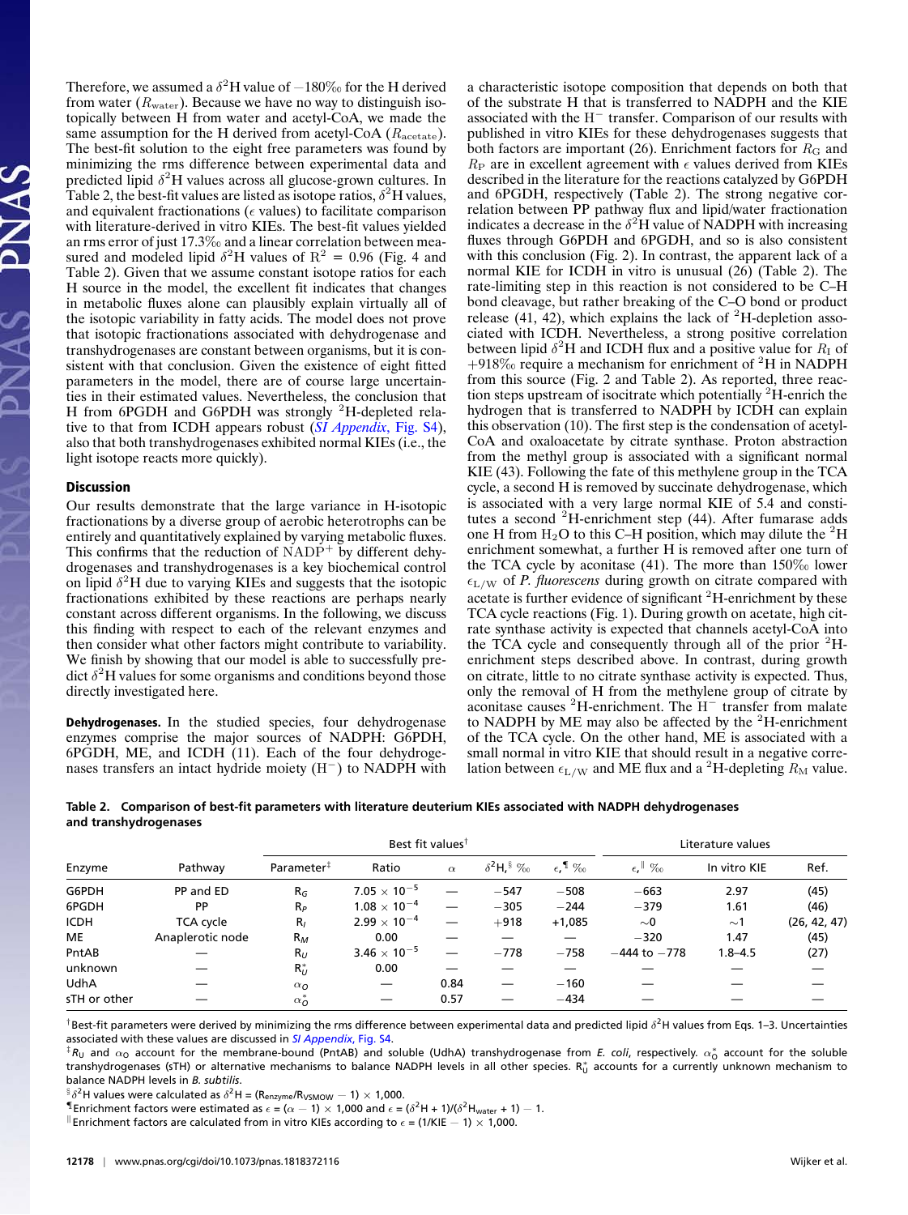Therefore, we assumed a $\delta^2$H value of −180‰ for the H derived from water ($R_{\mathrm{water}}$). Because we have no way to distinguish isotopically between H from water and acetyl-CoA, we made the same assumption for the H derived from acetyl-CoA ($R_{\mathrm{acetate}}$). The best-fit solution to the eight free parameters was found by minimizing the rms difference between experimental data and predicted lipid $\delta^2$H values across all glucose-grown cultures. In Table 2, the best-fit values are listed as isotope ratios, $\delta^2$H values, and equivalent fractionations ($\epsilon$ values) to facilitate comparison with literature-derived in vitro KIEs. The best-fit values yielded an rms error of just 17.3‰ and a linear correlation between measured and modeled lipid $\delta^2$H values of $R^2 = 0.96$ (Fig. 4 and Table 2). Given that we assume constant isotope ratios for each H source in the model, the excellent fit indicates that changes in metabolic fluxes alone can plausibly explain virtually all of the isotopic variability in fatty acids. The model does not prove that isotopic fractionations associated with dehydrogenase and transhydrogenases are constant between organisms, but it is consistent with that conclusion. Given the existence of eight fitted parameters in the model, there are of course large uncertainties in their estimated values. Nevertheless, the conclusion that H from 6PGDH and G6PDH was strongly $^2$H-depleted relative to that from ICDH appears robust (*SI Appendix*, Fig. S4), also that both transhydrogenases exhibited normal KIEs (i.e., the light isotope reacts more quickly).

## Discussion

Our results demonstrate that the large variance in H-isotopic fractionations by a diverse group of aerobic heterotrophs can be entirely and quantitatively explained by varying metabolic fluxes. This confirms that the reduction of $NADP^+$ by different dehydrogenases and transhydrogenases is a key biochemical control on lipid $\delta^2$H due to varying KIEs and suggests that the isotopic fractionations exhibited by these reactions are perhaps nearly constant across different organisms. In the following, we discuss this finding with respect to each of the relevant enzymes and then consider what other factors might contribute to variability. We finish by showing that our model is able to successfully predict $\delta^2$H values for some organisms and conditions beyond those directly investigated here.

**Dehydrogenases.** In the studied species, four dehydrogenase enzymes comprise the major sources of NADPH: G6PDH, 6PGDH, ME, and ICDH (11). Each of the four dehydrogenases transfers an intact hydride moiety ($H^-$) to NADPH with a characteristic isotope composition that depends on both that of the substrate H that is transferred to NADPH and the KIE associated with the $H^-$ transfer. Comparison of our results with published in vitro KIEs for these dehydrogenases suggests that both factors are important (26). Enrichment factors for $R_{\mathrm{G}}$ and $R_{\mathrm{P}}$ are in excellent agreement with $\epsilon$ values derived from KIEs described in the literature for the reactions catalyzed by G6PDH and 6PGDH, respectively (Table 2). The strong negative correlation between PP pathway flux and lipid/water fractionation indicates a decrease in the $\delta^2$H value of NADPH with increasing fluxes through G6PDH and 6PGDH, and so is also consistent with this conclusion (Fig. 2). In contrast, the apparent lack of a normal KIE for ICDH in vitro is unusual (26) (Table 2). The rate-limiting step in this reaction is not considered to be C–H bond cleavage, but rather breaking of the C–O bond or product release (41, 42), which explains the lack of $^2$H-depletion associated with ICDH. Nevertheless, a strong positive correlation between lipid $\delta^2$H and ICDH flux and a positive value for $R_{\mathrm{I}}$ of +918‰ require a mechanism for enrichment of $^2$H in NADPH from this source (Fig. 2 and Table 2). As reported, three reaction steps upstream of isocitrate which potentially $^2$H-enrich the hydrogen that is transferred to NADPH by ICDH can explain this observation (10). The first step is the condensation of acetyl-CoA and oxaloacetate by citrate synthase. Proton abstraction from the methyl group is associated with a significant normal KIE (43). Following the fate of this methylene group in the TCA cycle, a second H is removed by succinate dehydrogenase, which is associated with a very large normal KIE of 5.4 and constitutes a second $^2$H-enrichment step (44). After fumarase adds one H from $H_2O$ to this C–H position, which may dilute the $^2$H enrichment somewhat, a further H is removed after one turn of the TCA cycle by aconitase (41). The more than 150‰ lower $\epsilon_{\mathrm{L/W}}$ of *P. fluorescens* during growth on citrate compared with acetate is further evidence of significant $^2$H-enrichment by these TCA cycle reactions (Fig. 1). During growth on acetate, high citrate synthase activity is expected that channels acetyl-CoA into the TCA cycle and consequently through all of the prior $^2$H-enrichment steps described above. In contrast, during growth on citrate, little to no citrate synthase activity is expected. Thus, only the removal of H from the methylene group of citrate by aconitase causes $^2$H-enrichment. The $H^-$ transfer from malate to NADPH by ME may also be affected by the $^2$H-enrichment of the TCA cycle. On the other hand, ME is associated with a small normal in vitro KIE that should result in a negative correlation between $\epsilon_{\mathrm{L/W}}$ and ME flux and a $^2$H-depleting $R_{\mathrm{M}}$ value.

**Table 2. Comparison of best-fit parameters with literature deuterium KIEs associated with NADPH dehydrogenases and transhydrogenases**

| Enzyme | Pathway | Best fit values† | | | | | Literature values | | |
|---|---|---|---|---|---|---|---|---|---|
| | | Parameter‡ | Ratio | $\alpha$ | $\delta^2$H,§ ‰ | $\epsilon$,¶ ‰ | $\epsilon$,‖ ‰ | In vitro KIE | Ref. |
| G6PDH | PP and ED | $R_G$ | $7.05 \times 10^{-5}$ | — | −547 | −508 | −663 | 2.97 | (45) |
| 6PGDH | PP | $R_P$ | $1.08 \times 10^{-4}$ | — | −305 | −244 | −379 | 1.61 | (46) |
| ICDH | TCA cycle | $R_I$ | $2.99 \times 10^{-4}$ | — | +918 | +1,085 | ∼0 | ∼1 | (26, 42, 47) |
| ME | Anaplerotic node | $R_M$ | 0.00 | — | — | — | −320 | 1.47 | (45) |
| PntAB | — | $R_U$ | $3.46 \times 10^{-5}$ | — | −778 | −758 | −444 to −778 | 1.8–4.5 | (27) |
| unknown | — | $R_U^*$ | 0.00 | — | — | — | — | — | — |
| UdhA | — | $\alpha_O$ | — | 0.84 | — | −160 | — | — | — |
| sTH or other | — | $\alpha_O^*$ | — | 0.57 | — | −434 | — | — | — |

†Best-fit parameters were derived by minimizing the rms difference between experimental data and predicted lipid $\delta^2$H values from Eqs. 1–3. Uncertainties associated with these values are discussed in *SI Appendix*, Fig. S4.

‡$R_U$ and $\alpha_O$ account for the membrane-bound (PntAB) and soluble (UdhA) transhydrogenase from *E. coli*, respectively. $\alpha_O^*$ account for the soluble transhydrogenases (sTH) or alternative mechanisms to balance NADPH levels in all other species. $R_U^*$ accounts for a currently unknown mechanism to balance NADPH levels in *B. subtilis*.

§$\delta^2\mathrm{H}$ values were calculated as $\delta^2\mathrm{H} = (R_{\mathrm{enzyme}}/R_{\mathrm{VSMOW}} - 1) \times 1{,}000$.

¶Enrichment factors were estimated as $\epsilon = (\alpha - 1) \times 1{,}000$ and $\epsilon = (\delta^2\mathrm{H} + 1)/(\delta^2\mathrm{H}_{\mathrm{water}} + 1) - 1$.

‖Enrichment factors are calculated from in vitro KIEs according to $\epsilon = (1/\mathrm{KIE} - 1) \times 1{,}000$.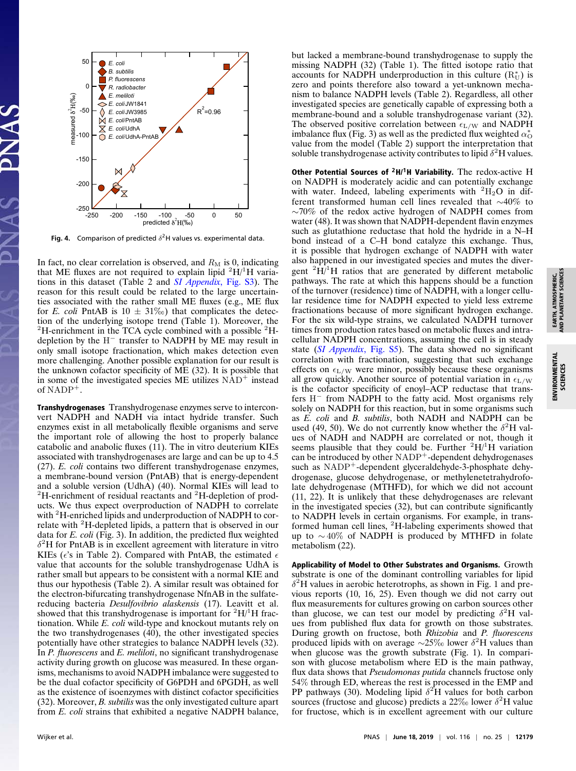Fig. 4. Comparison of predicted $\delta^2$H values vs. experimental data.

In fact, no clear correlation is observed, and $R_M$ is 0, indicating that ME fluxes are not required to explain lipid $^2$H/$^1$H variations in this dataset (Table 2 and *SI Appendix*, Fig. S3). The reason for this result could be related to the large uncertainties associated with the rather small ME fluxes (e.g., ME flux for *E. coli* PntAB is 10 ± 31‰) that complicates the detection of the underlying isotope trend (Table 1). Moreover, the $^2$H-enrichment in the TCA cycle combined with a possible $^2$H-depletion by the $H^-$ transfer to NADPH by ME may result in only small isotope fractionation, which makes detection even more challenging. Another possible explanation for our result is the unknown cofactor specificity of ME (32). It is possible that in some of the investigated species ME utilizes $NAD^+$ instead of $NADP^+$.

**Transhydrogenases** Transhydrogenase enzymes serve to interconvert NADPH and NADH via intact hydride transfer. Such enzymes exist in all metabolically flexible organisms and serve the important role of allowing the host to properly balance catabolic and anabolic fluxes (11). The in vitro deuterium KIEs associated with transhydrogenases are large and can be up to 4.5 (27). *E. coli* contains two different transhydrogenase enzymes, a membrane-bound version (PntAB) that is energy-dependent and a soluble version (UdhA) (40). Normal KIEs will lead to $^2$H-enrichment of residual reactants and $^2$H-depletion of products. We thus expect overproduction of NADPH to correlate with $^2$H-enriched lipids and underproduction of NADPH to correlate with $^2$H-depleted lipids, a pattern that is observed in our data for *E. coli* (Fig. 3). In addition, the predicted flux weighted $\delta^2$H for PntAB is in excellent agreement with literature in vitro KIEs ($\epsilon$'s in Table 2). Compared with PntAB, the estimated $\epsilon$ value that accounts for the soluble transhydrogenase UdhA is rather small but appears to be consistent with a normal KIE and thus our hypothesis (Table 2). A similar result was obtained for the electron-bifurcating transhydrogenase NfnAB in the sulfate-reducing bacteria *Desulfovibrio alaskensis* (17). Leavitt et al. showed that this transhydrogenase is important for $^2$H/$^1$H fractionation. While *E. coli* wild-type and knockout mutants rely on the two transhydrogenases (40), the other investigated species potentially have other strategies to balance NADPH levels (32). In *P. fluorescens* and *E. meliloti*, no significant transhydrogenase activity during growth on glucose was measured. In these organisms, mechanisms to avoid NADPH imbalance were suggested to be the dual cofactor specificity of G6PDH and 6PGDH, as well as the existence of isoenzymes with distinct cofactor specificities (32). Moreover, *B. subtilis* was the only investigated culture apart from *E. coli* strains that exhibited a negative NADPH balance, but lacked a membrane-bound transhydrogenase to supply the missing NADPH (32) (Table 1). The fitted isotope ratio that accounts for NADPH underproduction in this culture ($R_U^*$) is zero and points therefore also toward a yet-unknown mechanism to balance NADPH levels (Table 2). Regardless, all other investigated species are genetically capable of expressing both a membrane-bound and a soluble transhydrogenase variant (32). The observed positive correlation between $\epsilon_{L/W}$ and NADPH imbalance flux (Fig. 3) as well as the predicted flux weighted $\alpha_O^*$ value from the model (Table 2) support the interpretation that soluble transhydrogenase activity contributes to lipid $\delta^2$H values.

**Other Potential Sources of $^2$H/$^1$H Variability.** The redox-active H on NADPH is moderately acidic and can potentially exchange with water. Indeed, labeling experiments with $^2H_2O$ in different transformed human cell lines revealed that ∼40% to ∼70% of the redox active hydrogen of NADPH comes from water (48). It was shown that NADPH-dependent flavin enzymes such as glutathione reductase that hold the hydride in a N–H bond instead of a C–H bond catalyze this exchange. Thus, it is possible that hydrogen exchange of NADPH with water also happened in our investigated species and mutes the divergent $^2$H/$^1$H ratios that are generated by different metabolic pathways. The rate at which this happens should be a function of the turnover (residence) time of NADPH, with a longer cellular residence time for NADPH expected to yield less extreme fractionations because of more significant hydrogen exchange. For the six wild-type strains, we calculated NADPH turnover times from production rates based on metabolic fluxes and intracellular NADPH concentrations, assuming the cell is in steady state (*SI Appendix*, Fig. S5). The data showed no significant correlation with fractionation, suggesting that such exchange effects on $\epsilon_{L/W}$ were minor, possibly because these organisms all grow quickly. Another source of potential variation in $\epsilon_{L/W}$ is the cofactor specificity of enoyl–ACP reductase that transfers $H^-$ from NADPH to the fatty acid. Most organisms rely solely on NADPH for this reaction, but in some organisms such as *E. coli* and *B. subtilis*, both NADH and NADPH can be used (49, 50). We do not currently know whether the $\delta^2$H values of NADH and NADPH are correlated or not, though it seems plausible that they could be. Further $^2$H/$^1$H variation can be introduced by other $NADP^+$-dependent dehydrogenases such as $NADP^+$-dependent glyceraldehyde-3-phosphate dehydrogenase, glucose dehydrogenase, or methylenetetrahydrofolate dehydrogenase (MTHFD), for which we did not account (11, 22). It is unlikely that these dehydrogenases are relevant in the investigated species (32), but can contribute significantly to NADPH levels in certain organisms. For example, in transformed human cell lines, $^2$H-labeling experiments showed that up to ∼40% of NADPH is produced by MTHFD in folate metabolism (22).

**Applicability of Model to Other Substrates and Organisms.** Growth substrate is one of the dominant controlling variables for lipid $\delta^2$H values in aerobic heterotrophs, as shown in Fig. 1 and previous reports (10, 16, 25). Even though we did not carry out flux measurements for cultures growing on carbon sources other than glucose, we can test our model by predicting $\delta^2$H values from published flux data for growth on those substrates. During growth on fructose, both *Rhizobia* and *P. fluorescens* produced lipids with on average ∼25‰ lower $\delta^2$H values than when glucose was the growth substrate (Fig. 1). In comparison with glucose metabolism where ED is the main pathway, flux data shows that *Pseudomonas putida* channels fructose only 54% through ED, whereas the rest is processed in the EMP and PP pathways (30). Modeling lipid $\delta^2$H values for both carbon sources (fructose and glucose) predicts a 22‰ lower $\delta^2$H value for fructose, which is in excellent agreement with our culture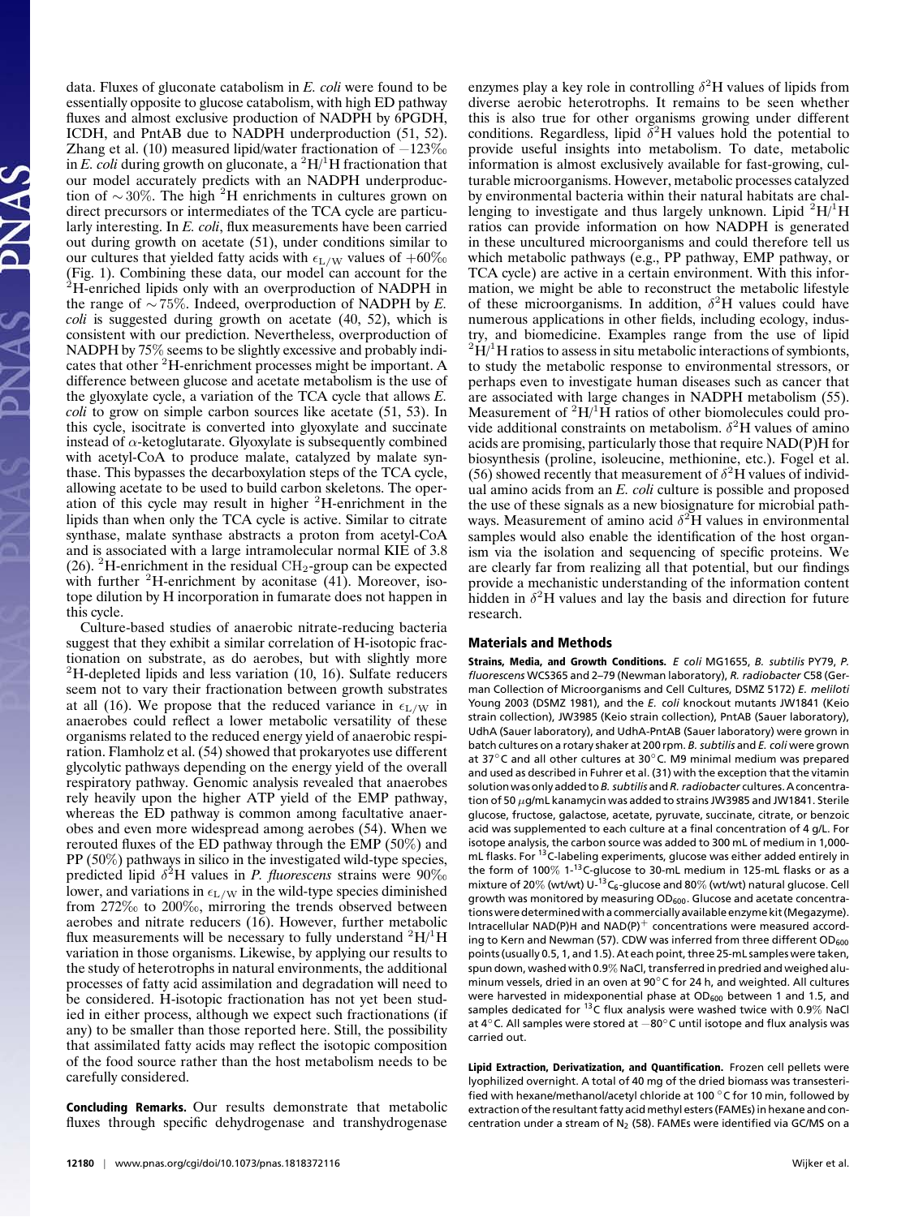data. Fluxes of gluconate catabolism in *E. coli* were found to be essentially opposite to glucose catabolism, with high ED pathway fluxes and almost exclusive production of NADPH by 6PGDH, ICDH, and PntAB due to NADPH underproduction (51, 52). Zhang et al. (10) measured lipid/water fractionation of $-123$‰ in *E. coli* during growth on gluconate, a $^2$H/$^1$H fractionation that our model accurately predicts with an NADPH underproduction of $\sim$30%. The high $^2$H enrichments in cultures grown on direct precursors or intermediates of the TCA cycle are particularly interesting. In *E. coli*, flux measurements have been carried out during growth on acetate (51), under conditions similar to our cultures that yielded fatty acids with $\epsilon_{L/W}$ values of $+60$‰ (Fig. 1). Combining these data, our model can account for the $^2$H-enriched lipids only with an overproduction of NADPH in the range of $\sim$75%. Indeed, overproduction of NADPH by *E. coli* is suggested during growth on acetate (40, 52), which is consistent with our prediction. Nevertheless, overproduction of NADPH by 75% seems to be slightly excessive and probably indicates that other $^2$H-enrichment processes might be important. A difference between glucose and acetate metabolism is the use of the glyoxylate cycle, a variation of the TCA cycle that allows *E. coli* to grow on simple carbon sources like acetate (51, 53). In this cycle, isocitrate is converted into glyoxylate and succinate instead of $\alpha$-ketoglutarate. Glyoxylate is subsequently combined with acetyl-CoA to produce malate, catalyzed by malate synthase. This bypasses the decarboxylation steps of the TCA cycle, allowing acetate to be used to build carbon skeletons. The operation of this cycle may result in higher $^2$H-enrichment in the lipids than when only the TCA cycle is active. Similar to citrate synthase, malate synthase abstracts a proton from acetyl-CoA and is associated with a large intramolecular normal KIE of 3.8 (26). $^2$H-enrichment in the residual $CH_2$-group can be expected with further $^2$H-enrichment by aconitase (41). Moreover, isotope dilution by H incorporation in fumarate does not happen in this cycle.

Culture-based studies of anaerobic nitrate-reducing bacteria suggest that they exhibit a similar correlation of H-isotopic fractionation on substrate, as do aerobes, but with slightly more $^2$H-depleted lipids and less variation (10, 16). Sulfate reducers seem not to vary their fractionation between growth substrates at all (16). We propose that the reduced variance in $\epsilon_{L/W}$ in anaerobes could reflect a lower metabolic versatility of these organisms related to the reduced energy yield of anaerobic respiration. Flamholz et al. (54) showed that prokaryotes use different glycolytic pathways depending on the energy yield of the overall respiratory pathway. Genomic analysis revealed that anaerobes rely heavily upon the higher ATP yield of the EMP pathway, whereas the ED pathway is common among facultative anaerobes and even more widespread among aerobes (54). When we rerouted fluxes of the ED pathway through the EMP (50%) and PP (50%) pathways in silico in the investigated wild-type species, predicted lipid $\delta^2$H values in *P. fluorescens* strains were 90‰ lower, and variations in $\epsilon_{L/W}$ in the wild-type species diminished from 272‰ to 200‰, mirroring the trends observed between aerobes and nitrate reducers (16). However, further metabolic flux measurements will be necessary to fully understand $^2$H/$^1$H variation in those organisms. Likewise, by applying our results to the study of heterotrophs in natural environments, the additional processes of fatty acid assimilation and degradation will need to be considered. H-isotopic fractionation has not yet been studied in either process, although we expect such fractionations (if any) to be smaller than those reported here. Still, the possibility that assimilated fatty acids may reflect the isotopic composition of the food source rather than the host metabolism needs to be carefully considered.

**Concluding Remarks.** Our results demonstrate that metabolic fluxes through specific dehydrogenase and transhydrogenase enzymes play a key role in controlling $\delta^2$H values of lipids from diverse aerobic heterotrophs. It remains to be seen whether this is also true for other organisms growing under different conditions. Regardless, lipid $\delta^2$H values hold the potential to provide useful insights into metabolism. To date, metabolic information is almost exclusively available for fast-growing, culturable microorganisms. However, metabolic processes catalyzed by environmental bacteria within their natural habitats are challenging to investigate and thus largely unknown. Lipid $^2$H/$^1$H ratios can provide information on how NADPH is generated in these uncultured microorganisms and could therefore tell us which metabolic pathways (e.g., PP pathway, EMP pathway, or TCA cycle) are active in a certain environment. With this information, we might be able to reconstruct the metabolic lifestyle of these microorganisms. In addition, $\delta^2$H values could have numerous applications in other fields, including ecology, industry, and biomedicine. Examples range from the use of lipid $^2$H/$^1$H ratios to assess in situ metabolic interactions of symbionts, to study the metabolic response to environmental stressors, or perhaps even to investigate human diseases such as cancer that are associated with large changes in NADPH metabolism (55). Measurement of $^2$H/$^1$H ratios of other biomolecules could provide additional constraints on metabolism. $\delta^2$H values of amino acids are promising, particularly those that require NAD(P)H for biosynthesis (proline, isoleucine, methionine, etc.). Fogel et al. (56) showed recently that measurement of $\delta^2$H values of individual amino acids from an *E. coli* culture is possible and proposed the use of these signals as a new biosignature for microbial pathways. Measurement of amino acid $\delta^2$H values in environmental samples would also enable the identification of the host organism via the isolation and sequencing of specific proteins. We are clearly far from realizing all that potential, but our findings provide a mechanistic understanding of the information content hidden in $\delta^2$H values and lay the basis and direction for future research.

## Materials and Methods

**Strains, Media, and Growth Conditions.** *E coli* MG1655, *B. subtilis* PY79, *P. fluorescens* WCS365 and 2–79 (Newman laboratory), *R. radiobacter* C58 (German Collection of Microorganisms and Cell Cultures, DSMZ 5172) *E. meliloti* Young 2003 (DSMZ 1981), and the *E. coli* knockout mutants JW1841 (Keio strain collection), JW3985 (Keio strain collection), PntAB (Sauer laboratory), UdhA (Sauer laboratory), and UdhA-PntAB (Sauer laboratory) were grown in batch cultures on a rotary shaker at 200 rpm. *B. subtilis* and *E. coli* were grown at 37 °C and all other cultures at 30 °C. M9 minimal medium was prepared and used as described in Fuhrer et al. (31) with the exception that the vitamin solution was only added to *B. subtilis* and *R. radiobacter* cultures. A concentration of 50 μg/mL kanamycin was added to strains JW3985 and JW1841. Sterile glucose, fructose, galactose, acetate, pyruvate, succinate, citrate, or benzoic acid was supplemented to each culture at a final concentration of 4 g/L. For isotope analysis, the carbon source was added to 300 mL of medium in 1,000-mL flasks. For $^{13}$C-labeling experiments, glucose was either added entirely in the form of 100% 1-$^{13}$C-glucose to 30-mL medium in 125-mL flasks or as a mixture of 20% (wt/wt) U-$^{13}C_6$-glucose and 80% (wt/wt) natural glucose. Cell growth was monitored by measuring $OD_{600}$. Glucose and acetate concentrations were determined with a commercially available enzyme kit (Megazyme). Intracellular NAD(P)H and NAD(P)$^+$ concentrations were measured according to Kern and Newman (57). CDW was inferred from three different $OD_{600}$ points (usually 0.5, 1, and 1.5). At each point, three 25-mL samples were taken, spun down, washed with 0.9% NaCl, transferred in predried and weighed aluminum vessels, dried in an oven at 90 °C for 24 h, and weighted. All cultures were harvested in midexponential phase at $OD_{600}$ between 1 and 1.5, and samples dedicated for $^{13}$C flux analysis were washed twice with 0.9% NaCl at 4 °C. All samples were stored at −80 °C until isotope and flux analysis was carried out.

**Lipid Extraction, Derivatization, and Quantification.** Frozen cell pellets were lyophilized overnight. A total of 40 mg of the dried biomass was transesterified with hexane/methanol/acetyl chloride at 100 °C for 10 min, followed by extraction of the resultant fatty acid methyl esters (FAMEs) in hexane and concentration under a stream of $N_2$ (58). FAMEs were identified via GC/MS on a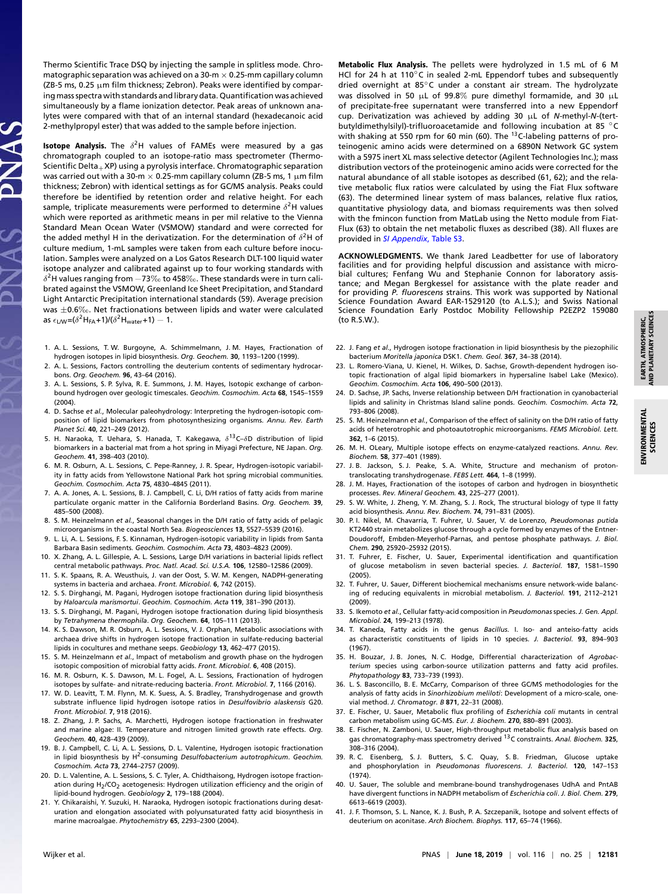Thermo Scientific Trace DSQ by injecting the sample in splitless mode. Chromatographic separation was achieved on a 30-m × 0.25-mm capillary column (ZB-5 ms, 0.25 μm film thickness; Zebron). Peaks were identified by comparing mass spectra with standards and library data. Quantification was achieved simultaneously by a flame ionization detector. Peak areas of unknown analytes were compared with that of an internal standard (hexadecanoic acid 2-methylpropyl ester) that was added to the sample before injection.

**Isotope Analysis.** The $\delta^2$H values of FAMEs were measured by a gas chromatograph coupled to an isotope-ratio mass spectrometer (Thermo-Scientific Delta+XP) using a pyrolysis interface. Chromatographic separation was carried out with a 30-m × 0.25-mm capillary column (ZB-5 ms, 1 μm film thickness; Zebron) with identical settings as for GC/MS analysis. Peaks could therefore be identified by retention order and relative height. For each sample, triplicate measurements were performed to determine $\delta^2$H values which were reported as arithmetic means in per mil relative to the Vienna Standard Mean Ocean Water (VSMOW) standard and were corrected for the added methyl H in the derivatization. For the determination of $\delta^2$H of culture medium, 1-mL samples were taken from each culture before inoculation. Samples were analyzed on a Los Gatos Research DLT-100 liquid water isotope analyzer and calibrated against up to four working standards with $\delta^2$H values ranging from −73‰ to 458‰. These standards were in turn calibrated against the VSMOW, Greenland Ice Sheet Precipitation, and Standard Light Antarctic Precipitation international standards (59). Average precision was ±0.6‰. Net fractionations between lipids and water were calculated as $\epsilon_{L/W}=(\delta^2H_{FA}+1)/(\delta^2H_{water}+1)-1$.

**Metabolic Flux Analysis.** The pellets were hydrolyzed in 1.5 mL of 6 M HCl for 24 h at 110°C in sealed 2-mL Eppendorf tubes and subsequently dried overnight at 85°C under a constant air stream. The hydrolyzate was dissolved in 50 μL of 99.8% pure dimethyl formamide, and 30 μL of precipitate-free supernatant were transferred into a new Eppendorf cup. Derivatization was achieved by adding 30 μL of *N*-methyl-*N*-(tert-butyldimethylsilyl)-trifluoroacetamide and following incubation at 85 °C with shaking at 550 rpm for 60 min (60). The $^{13}$C-labeling patterns of proteinogenic amino acids were determined on a 6890N Network GC system with a 5975 inert XL mass selective detector (Agilent Technologies Inc.); mass distribution vectors of the proteinogenic amino acids were corrected for the natural abundance of all stable isotopes as described (61, 62); and the relative metabolic flux ratios were calculated by using the Fiat Flux software (63). The determined linear system of mass balances, relative flux ratios, quantitative physiology data, and biomass requirements was then solved with the fmincon function from MatLab using the Netto module from FiatFlux (63) to obtain the net metabolic fluxes as described (38). All fluxes are provided in *SI Appendix*, Table S3.

**ACKNOWLEDGMENTS.** We thank Jared Leadbetter for use of laboratory facilities and for providing helpful discussion and assistance with microbial cultures; Fenfang Wu and Stephanie Connon for laboratory assistance; and Megan Bergkessel for assistance with the plate reader and for providing *P. fluorescens* strains. This work was supported by National Science Foundation Award EAR-1529120 (to A.L.S.); and Swiss National Science Foundation Early Postdoc Mobility Fellowship P2EZP2 159080 (to R.S.W.).

1. A. L. Sessions, T. W. Burgoyne, A. Schimmelmann, J. M. Hayes, Fractionation of hydrogen isotopes in lipid biosynthesis. *Org. Geochem.* **30**, 1193–1200 (1999).
2. A. L. Sessions, Factors controlling the deuterium contents of sedimentary hydrocarbons. *Org. Geochem.* **96**, 43–64 (2016).
3. A. L. Sessions, S. P. Sylva, R. E. Summons, J. M. Hayes, Isotopic exchange of carbon-bound hydrogen over geologic timescales. *Geochim. Cosmochim. Acta* **68**, 1545–1559 (2004).
4. D. Sachse *et al.*, Molecular paleohydrology: Interpreting the hydrogen-isotopic composition of lipid biomarkers from photosynthesizing organisms. *Annu. Rev. Earth Planet Sci.* **40**, 221–249 (2012).
5. H. Naraoka, T. Uehara, S. Hanada, T. Kakegawa, $\delta^{13}$C–$\delta$D distribution of lipid biomarkers in a bacterial mat from a hot spring in Miyagi Prefecture, NE Japan. *Org. Geochem.* **41**, 398–403 (2010).
6. M. R. Osburn, A. L. Sessions, C. Pepe-Ranney, J. R. Spear, Hydrogen-isotopic variability in fatty acids from Yellowstone National Park hot spring microbial communities. *Geochim. Cosmochim. Acta* **75**, 4830–4845 (2011).
7. A. A. Jones, A. L. Sessions, B. J. Campbell, C. Li, D/H ratios of fatty acids from marine particulate organic matter in the California Borderland Basins. *Org. Geochem.* **39**, 485–500 (2008).
8. S. M. Heinzelmann *et al.*, Seasonal changes in the D/H ratio of fatty acids of pelagic microorganisms in the coastal North Sea. *Biogeosciences* **13**, 5527–5539 (2016).
9. L. Li, A. L. Sessions, F. S. Kinnaman, Hydrogen-isotopic variability in lipids from Santa Barbara Basin sediments. *Geochim. Cosmochim. Acta* **73**, 4803–4823 (2009).
10. X. Zhang, A. L. Gillespie, A. L. Sessions, Large D/H variations in bacterial lipids reflect central metabolic pathways. *Proc. Natl. Acad. Sci. U.S.A.* **106**, 12580–12586 (2009).
11. S. K. Spaans, R. A. Weusthuis, J. van der Oost, S. W. M. Kengen, NADPH-generating systems in bacteria and archaea. *Front. Microbiol.* **6**, 742 (2015).
12. S. S. Dirghangi, M. Pagani, Hydrogen isotope fractionation during lipid biosynthesis by *Haloarcula marismortui*. *Geochim. Cosmochim. Acta* **119**, 381–390 (2013).
13. S. S. Dirghangi, M. Pagani, Hydrogen isotope fractionation during lipid biosynthesis by *Tetrahymena thermophila*. *Org. Geochem.* **64**, 105–111 (2013).
14. K. S. Dawson, M. R. Osburn, A. L. Sessions, V. J. Orphan, Metabolic associations with archaea drive shifts in hydrogen isotope fractionation in sulfate-reducing bacterial lipids in cocultures and methane seeps. *Geobiology* **13**, 462–477 (2015).
15. S. M. Heinzelmann *et al.*, Impact of metabolism and growth phase on the hydrogen isotopic composition of microbial fatty acids. *Front. Microbiol.* **6**, 408 (2015).
16. M. R. Osburn, K. S. Dawson, M. L. Fogel, A. L. Sessions, Fractionation of hydrogen isotopes by sulfate- and nitrate-reducing bacteria. *Front. Microbiol.* **7**, 1166 (2016).
17. W. D. Leavitt, T. M. Flynn, M. K. Suess, A. S. Bradley, Transhydrogenase and growth substrate influence lipid hydrogen isotope ratios in *Desulfovibrio alaskensis* G20. *Front. Microbiol.* **7**, 918 (2016).
18. Z. Zhang, J. P. Sachs, A. Marchetti, Hydrogen isotope fractionation in freshwater and marine algae: II. Temperature and nitrogen limited growth rate effects. *Org. Geochem.* **40**, 428–439 (2009).
19. B. J. Campbell, C. Li, A. L. Sessions, D. L. Valentine, Hydrogen isotopic fractionation in lipid biosynthesis by H$^2$-consuming *Desulfobacterium autotrophicum*. *Geochim. Cosmochim. Acta* **73**, 2744–2757 (2009).
20. D. L. Valentine, A. L. Sessions, S. C. Tyler, A. Chidthaisong, Hydrogen isotope fractionation during $H_2$/$CO_2$ acetogenesis: Hydrogen utilization efficiency and the origin of lipid-bound hydrogen. *Geobiology* **2**, 179–188 (2004).
21. Y. Chikaraishi, Y. Suzuki, H. Naraoka, Hydrogen isotopic fractionations during desaturation and elongation associated with polyunsaturated fatty acid biosynthesis in marine macroalgae. *Phytochemistry* **65**, 2293–2300 (2004).
22. J. Fang *et al.*, Hydrogen isotope fractionation in lipid biosynthesis by the piezophilic bacterium *Moritella japonica* DSK1. *Chem. Geol.* **367**, 34–38 (2014).
23. L. Romero-Viana, U. Kienel, H. Wilkes, D. Sachse, Growth-dependent hydrogen isotopic fractionation of algal lipid biomarkers in hypersaline Isabel Lake (Mexico). *Geochim. Cosmochim. Acta* **106**, 490–500 (2013).
24. D. Sachse, JP. Sachs, Inverse relationship between D/H fractionation in cyanobacterial lipids and salinity in Christmas Island saline ponds. *Geochim. Cosmochim. Acta* **72**, 793–806 (2008).
25. S. M. Heinzelmann *et al.*, Comparison of the effect of salinity on the D/H ratio of fatty acids of heterotrophic and photoautotrophic microorganisms. *FEMS Microbiol. Lett.* **362**, 1–6 (2015).
26. M. H. OLeary, Multiple isotope effects on enzyme-catalyzed reactions. *Annu. Rev. Biochem.* **58**, 377–401 (1989).
27. J. B. Jackson, S. J. Peake, S. A. White, Structure and mechanism of proton-translocating transhydrogenase. *FEBS Lett.* **464**, 1–8 (1999).
28. J. M. Hayes, Fractionation of the isotopes of carbon and hydrogen in biosynthetic processes. *Rev. Mineral Geochem.* **43**, 225–277 (2001).
29. S. W. White, J. Zheng, Y. M. Zhang, S. J. Rock, The structural biology of type II fatty acid biosynthesis. *Annu. Rev. Biochem.* **74**, 791–831 (2005).
30. P. I. Nikel, M. Chavarría, T. Fuhrer, U. Sauer, V. de Lorenzo, *Pseudomonas putida* KT2440 strain metabolizes glucose through a cycle formed by enzymes of the Entner-Doudoroff, Embden-Meyerhof-Parnas, and pentose phosphate pathways. *J. Biol. Chem.* **290**, 25920–25932 (2015).
31. T. Fuhrer, E. Fischer, U. Sauer, Experimental identification and quantification of glucose metabolism in seven bacterial species. *J. Bacteriol.* **187**, 1581–1590 (2005).
32. T. Fuhrer, U. Sauer, Different biochemical mechanisms ensure network-wide balancing of reducing equivalents in microbial metabolism. *J. Bacteriol.* **191**, 2112–2121 (2009).
33. S. Ikemoto *et al.*, Cellular fatty-acid composition in *Pseudomonas* species. *J. Gen. Appl. Microbiol.* **24**, 199–213 (1978).
34. T. Kaneda, Fatty acids in the genus *Bacillus*. I. Iso- and anteiso-fatty acids as characteristic constituents of lipids in 10 species. *J. Bacteriol.* **93**, 894–903 (1967).
35. H. Bouzar, J. B. Jones, N. C. Hodge, Differential characterization of *Agrobacterium* species using carbon-source utilization patterns and fatty acid profiles. *Phytopathology* **83**, 733–739 (1993).
36. L. S. Basconcillo, B. E. McCarry, Comparison of three GC/MS methodologies for the analysis of fatty acids in *Sinorhizobium meliloti*: Development of a micro-scale, one-vial method. *J. Chromatogr. B* **871**, 22–31 (2008).
37. E. Fischer, U. Sauer, Metabolic flux profiling of *Escherichia coli* mutants in central carbon metabolism using GC-MS. *Eur. J. Biochem.* **270**, 880–891 (2003).
38. E. Fischer, N. Zamboni, U. Sauer, High-throughput metabolic flux analysis based on gas chromatography-mass spectrometry derived $^{13}$C constraints. *Anal. Biochem.* **325**, 308–316 (2004).
39. R. C. Eisenberg, S. J. Butters, S. C. Quay, S. B. Friedman, Glucose uptake and phosphorylation in *Pseudomonas fluorescens*. *J. Bacteriol.* **120**, 147–153 (1974).
40. U. Sauer, The soluble and membrane-bound transhydrogenases UdhA and PntAB have divergent functions in NADPH metabolism of *Escherichia coli*. *J. Biol. Chem.* **279**, 6613–6619 (2003).
41. J. F. Thomson, S. L. Nance, K. J. Bush, P. A. Szczepanik, Isotope and solvent effects of deuterium on aconitase. *Arch Biochem. Biophys.* **117**, 65–74 (1966).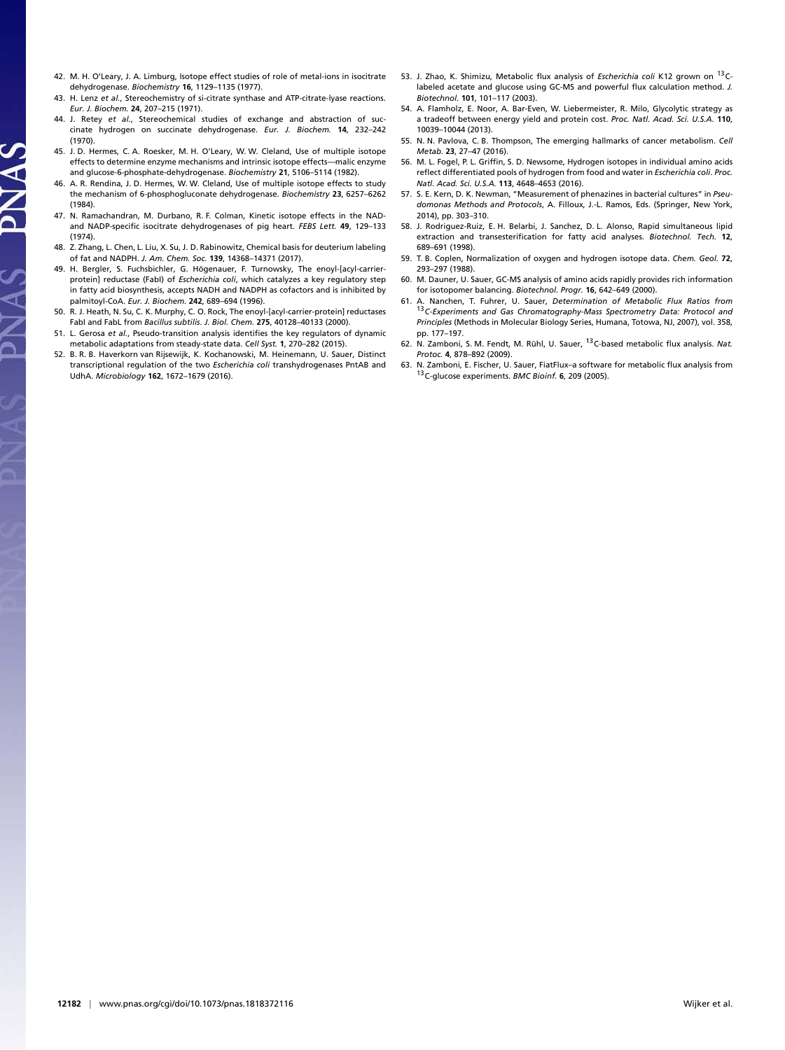42. M. H. O'Leary, J. A. Limburg, Isotope effect studies of role of metal-ions in isocitrate dehydrogenase. *Biochemistry* **16**, 1129–1135 (1977).
43. H. Lenz *et al.*, Stereochemistry of si-citrate synthase and ATP-citrate-lyase reactions. *Eur. J. Biochem.* **24**, 207–215 (1971).
44. J. Retey *et al.*, Stereochemical studies of exchange and abstraction of succinate hydrogen on succinate dehydrogenase. *Eur. J. Biochem.* **14**, 232–242 (1970).
45. J. D. Hermes, C. A. Roesker, M. H. O'Leary, W. W. Cleland, Use of multiple isotope effects to determine enzyme mechanisms and intrinsic isotope effects—malic enzyme and glucose-6-phosphate-dehydrogenase. *Biochemistry* **21**, 5106–5114 (1982).
46. A. R. Rendina, J. D. Hermes, W. W. Cleland, Use of multiple isotope effects to study the mechanism of 6-phosphogluconate dehydrogenase. *Biochemistry* **23**, 6257–6262 (1984).
47. N. Ramachandran, M. Durbano, R. F. Colman, Kinetic isotope effects in the NAD- and NADP-specific isocitrate dehydrogenases of pig heart. *FEBS Lett.* **49**, 129–133 (1974).
48. Z. Zhang, L. Chen, L. Liu, X. Su, J. D. Rabinowitz, Chemical basis for deuterium labeling of fat and NADPH. *J. Am. Chem. Soc.* **139**, 14368–14371 (2017).
49. H. Bergler, S. Fuchsbichler, G. Högenauer, F. Turnowsky, The enoyl-[acyl-carrier-protein] reductase (FabI) of *Escherichia coli*, which catalyzes a key regulatory step in fatty acid biosynthesis, accepts NADH and NADPH as cofactors and is inhibited by palmitoyl-CoA. *Eur. J. Biochem.* **242**, 689–694 (1996).
50. R. J. Heath, N. Su, C. K. Murphy, C. O. Rock, The enoyl-[acyl-carrier-protein] reductases FabI and FabL from *Bacillus subtilis*. *J. Biol. Chem.* **275**, 40128–40133 (2000).
51. L. Gerosa *et al.*, Pseudo-transition analysis identifies the key regulators of dynamic metabolic adaptations from steady-state data. *Cell Syst.* **1**, 270–282 (2015).
52. B. R. B. Haverkorn van Rijsewijk, K. Kochanowski, M. Heinemann, U. Sauer, Distinct transcriptional regulation of the two *Escherichia coli* transhydrogenases PntAB and UdhA. *Microbiology* **162**, 1672–1679 (2016).
53. J. Zhao, K. Shimizu, Metabolic flux analysis of *Escherichia coli* K12 grown on $^{13}$C-labeled acetate and glucose using GC-MS and powerful flux calculation method. *J. Biotechnol.* **101**, 101–117 (2003).
54. A. Flamholz, E. Noor, A. Bar-Even, W. Liebermeister, R. Milo, Glycolytic strategy as a tradeoff between energy yield and protein cost. *Proc. Natl. Acad. Sci. U.S.A.* **110**, 10039–10044 (2013).
55. N. N. Pavlova, C. B. Thompson, The emerging hallmarks of cancer metabolism. *Cell Metab.* **23**, 27–47 (2016).
56. M. L. Fogel, P. L. Griffin, S. D. Newsome, Hydrogen isotopes in individual amino acids reflect differentiated pools of hydrogen from food and water in *Escherichia coli*. *Proc. Natl. Acad. Sci. U.S.A.* **113**, 4648–4653 (2016).
57. S. E. Kern, D. K. Newman, "Measurement of phenazines in bacterial cultures" in *Pseudomonas Methods and Protocols*, A. Filloux, J.-L. Ramos, Eds. (Springer, New York, 2014), pp. 303–310.
58. J. Rodriguez-Ruiz, E. H. Belarbi, J. Sanchez, D. L. Alonso, Rapid simultaneous lipid extraction and transesterification for fatty acid analyses. *Biotechnol. Tech.* **12**, 689–691 (1998).
59. T. B. Coplen, Normalization of oxygen and hydrogen isotope data. *Chem. Geol.* **72**, 293–297 (1988).
60. M. Dauner, U. Sauer, GC-MS analysis of amino acids rapidly provides rich information for isotopomer balancing. *Biotechnol. Progr.* **16**, 642–649 (2000).
61. A. Nanchen, T. Fuhrer, U. Sauer, *Determination of Metabolic Flux Ratios from $^{13}$C-Experiments and Gas Chromatography-Mass Spectrometry Data: Protocol and Principles* (Methods in Molecular Biology Series, Humana, Totowa, NJ, 2007), vol. 358, pp. 177–197.
62. N. Zamboni, S. M. Fendt, M. Rühl, U. Sauer, $^{13}$C-based metabolic flux analysis. *Nat. Protoc.* **4**, 878–892 (2009).
63. N. Zamboni, E. Fischer, U. Sauer, FiatFlux–a software for metabolic flux analysis from $^{13}$C-glucose experiments. *BMC Bioinf.* **6**, 209 (2005).